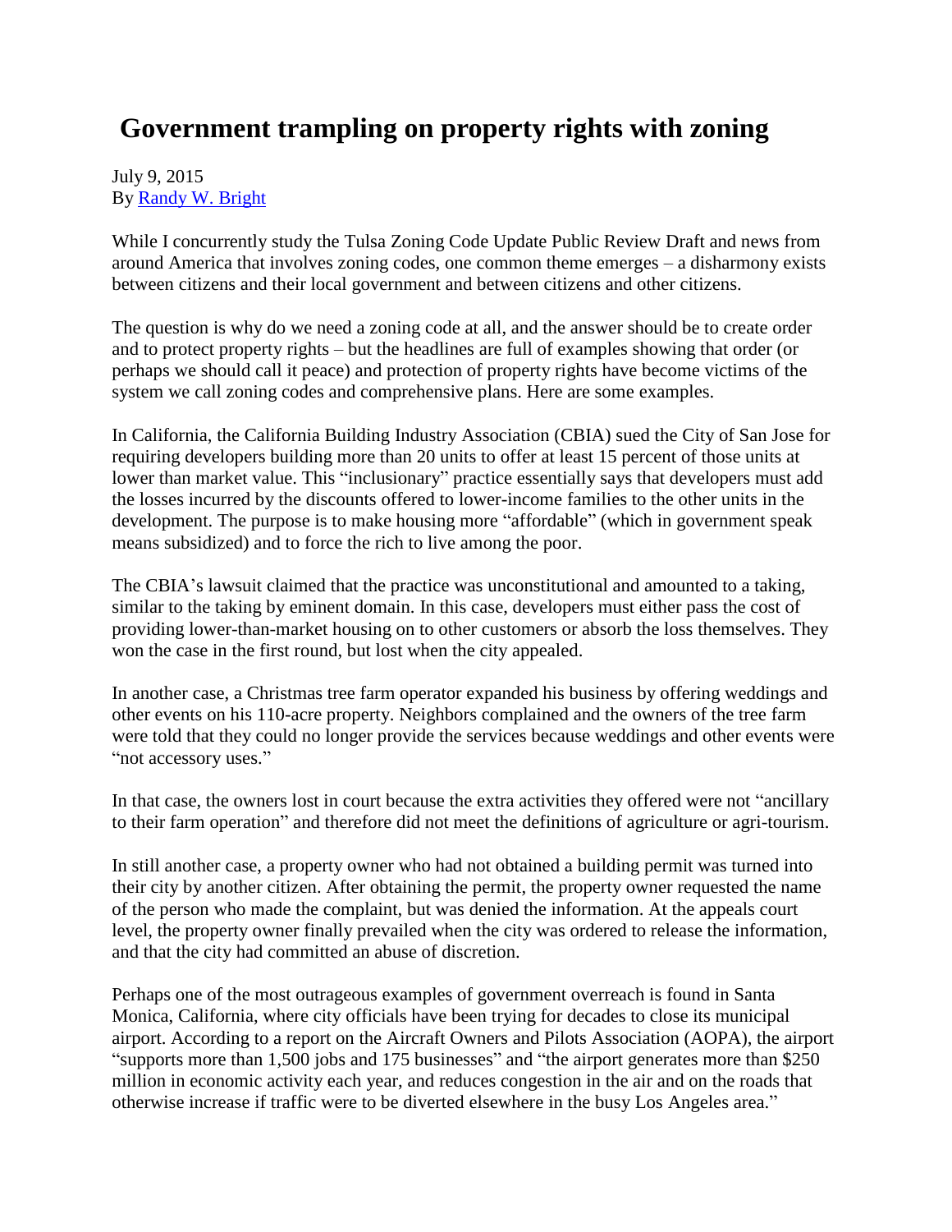# Government trampling on property rights with zoning

July 9, 2015
By [Randy W. Bright]

While I concurrently study the Tulsa Zoning Code Update Public Review Draft and news from around America that involves zoning codes, one common theme emerges – a disharmony exists between citizens and their local government and between citizens and other citizens.

The question is why do we need a zoning code at all, and the answer should be to create order and to protect property rights – but the headlines are full of examples showing that order (or perhaps we should call it peace) and protection of property rights have become victims of the system we call zoning codes and comprehensive plans. Here are some examples.

In California, the California Building Industry Association (CBIA) sued the City of San Jose for requiring developers building more than 20 units to offer at least 15 percent of those units at lower than market value. This "inclusionary" practice essentially says that developers must add the losses incurred by the discounts offered to lower-income families to the other units in the development. The purpose is to make housing more "affordable" (which in government speak means subsidized) and to force the rich to live among the poor.

The CBIA's lawsuit claimed that the practice was unconstitutional and amounted to a taking, similar to the taking by eminent domain. In this case, developers must either pass the cost of providing lower-than-market housing on to other customers or absorb the loss themselves. They won the case in the first round, but lost when the city appealed.

In another case, a Christmas tree farm operator expanded his business by offering weddings and other events on his 110-acre property. Neighbors complained and the owners of the tree farm were told that they could no longer provide the services because weddings and other events were "not accessory uses."

In that case, the owners lost in court because the extra activities they offered were not "ancillary to their farm operation" and therefore did not meet the definitions of agriculture or agri-tourism.

In still another case, a property owner who had not obtained a building permit was turned into their city by another citizen. After obtaining the permit, the property owner requested the name of the person who made the complaint, but was denied the information. At the appeals court level, the property owner finally prevailed when the city was ordered to release the information, and that the city had committed an abuse of discretion.

Perhaps one of the most outrageous examples of government overreach is found in Santa Monica, California, where city officials have been trying for decades to close its municipal airport. According to a report on the Aircraft Owners and Pilots Association (AOPA), the airport "supports more than 1,500 jobs and 175 businesses" and "the airport generates more than $250 million in economic activity each year, and reduces congestion in the air and on the roads that otherwise increase if traffic were to be diverted elsewhere in the busy Los Angeles area."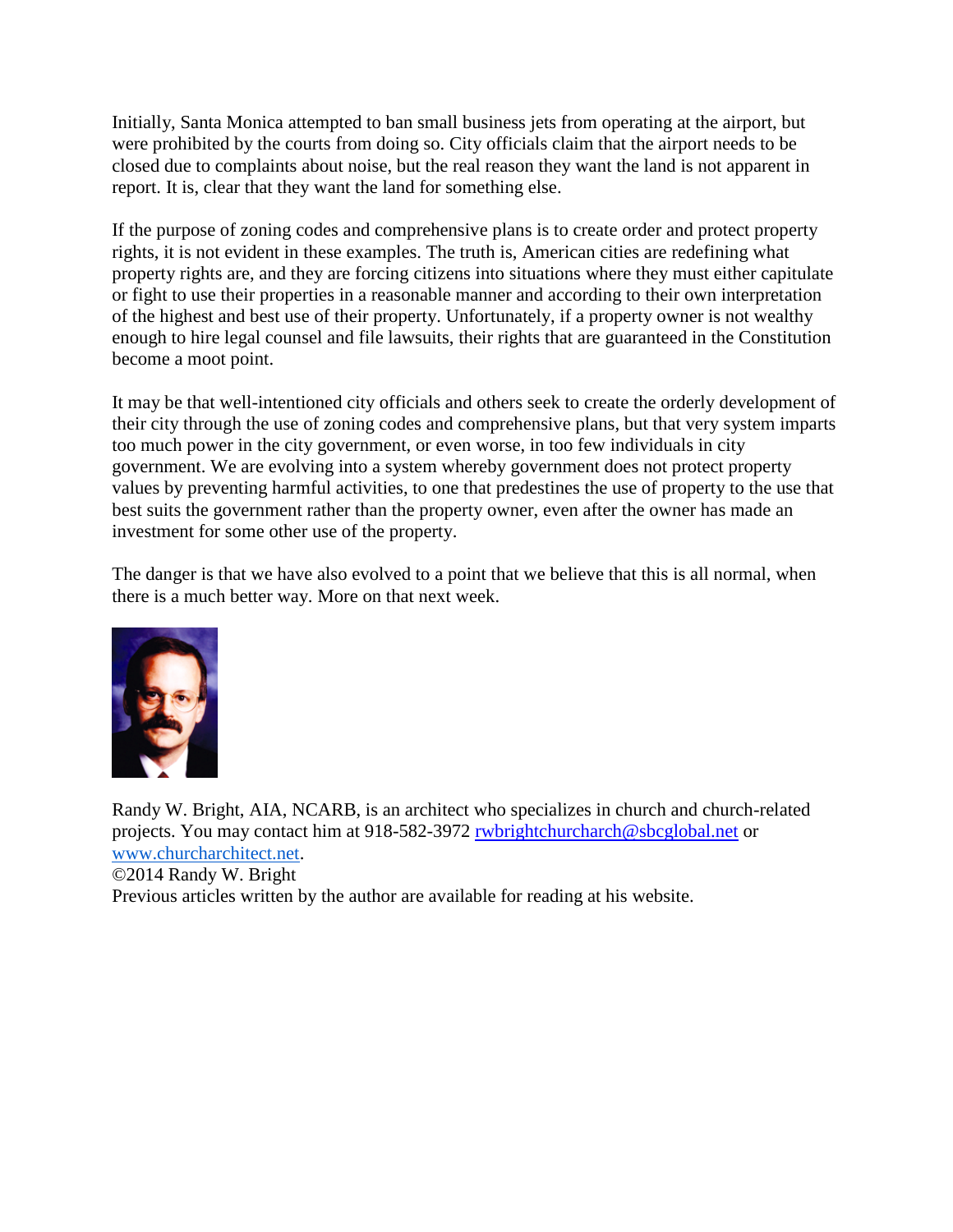Initially, Santa Monica attempted to ban small business jets from operating at the airport, but were prohibited by the courts from doing so. City officials claim that the airport needs to be closed due to complaints about noise, but the real reason they want the land is not apparent in report. It is, clear that they want the land for something else.

If the purpose of zoning codes and comprehensive plans is to create order and protect property rights, it is not evident in these examples. The truth is, American cities are redefining what property rights are, and they are forcing citizens into situations where they must either capitulate or fight to use their properties in a reasonable manner and according to their own interpretation of the highest and best use of their property. Unfortunately, if a property owner is not wealthy enough to hire legal counsel and file lawsuits, their rights that are guaranteed in the Constitution become a moot point.

It may be that well-intentioned city officials and others seek to create the orderly development of their city through the use of zoning codes and comprehensive plans, but that very system imparts too much power in the city government, or even worse, in too few individuals in city government. We are evolving into a system whereby government does not protect property values by preventing harmful activities, to one that predestines the use of property to the use that best suits the government rather than the property owner, even after the owner has made an investment for some other use of the property.

The danger is that we have also evolved to a point that we believe that this is all normal, when there is a much better way. More on that next week.

Randy W. Bright, AIA, NCARB, is an architect who specializes in church and church-related projects. You may contact him at 918-582-3972 rwbrightchurcharch@sbcglobal.net or www.churcharchitect.net.
©2014 Randy W. Bright
Previous articles written by the author are available for reading at his website.